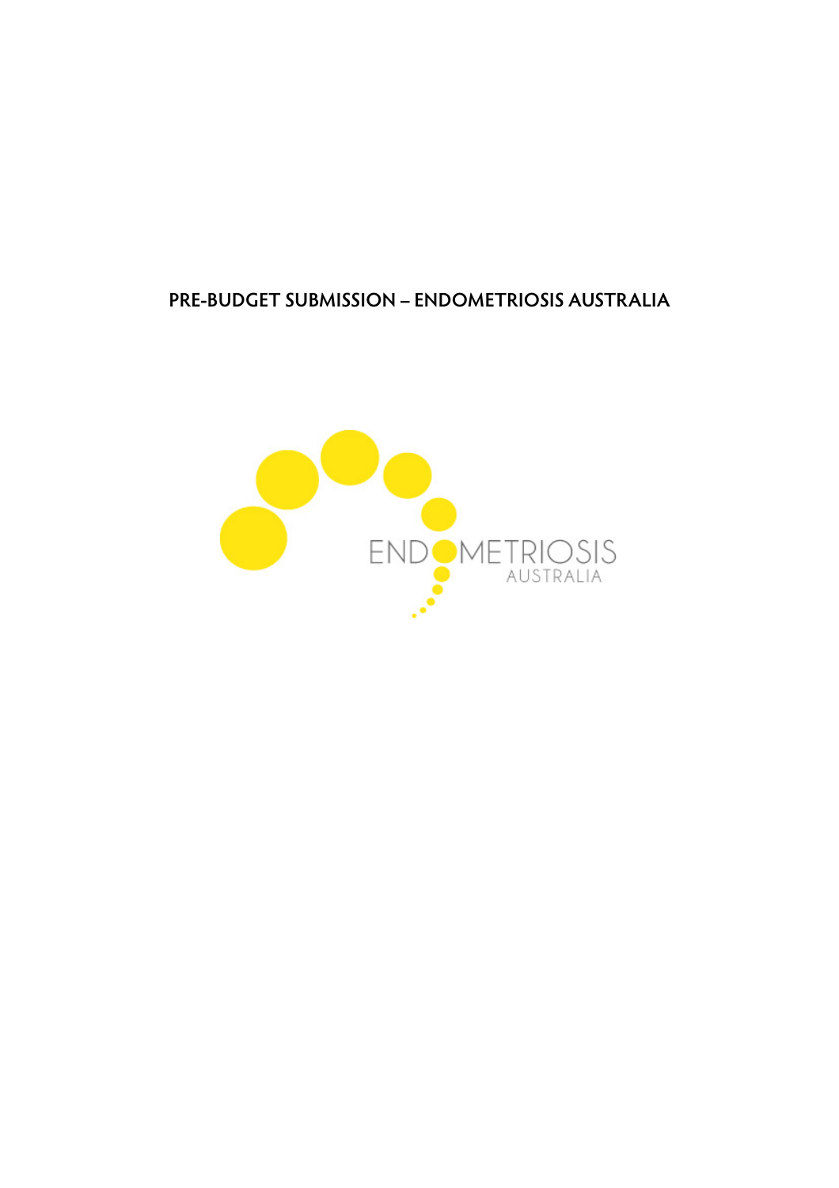# PRE-BUDGET SUBMISSION – ENDOMETRIOSIS AUSTRALIA

ENDOMETRIOSIS AUSTRALIA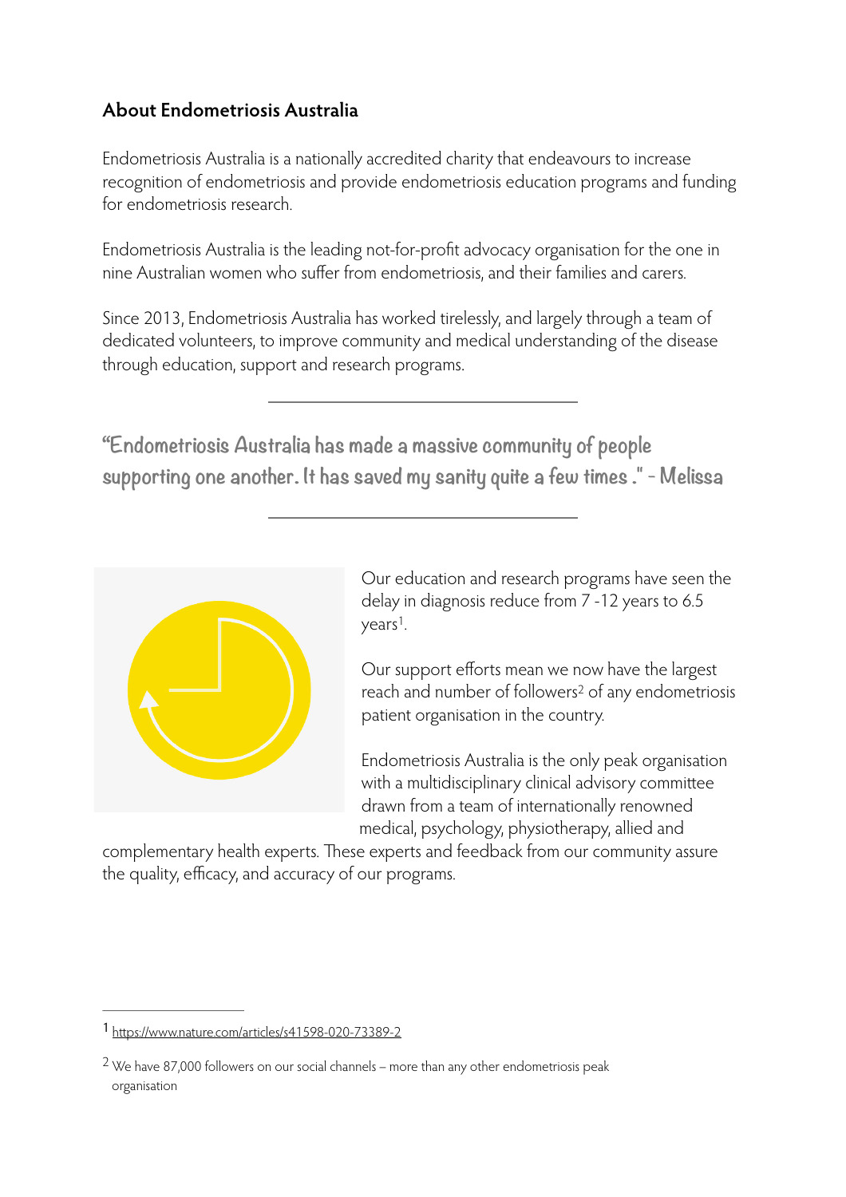## About Endometriosis Australia

Endometriosis Australia is a nationally accredited charity that endeavours to increase recognition of endometriosis and provide endometriosis education programs and funding for endometriosis research.

Endometriosis Australia is the leading not-for-profit advocacy organisation for the one in nine Australian women who suffer from endometriosis, and their families and carers.

Since 2013, Endometriosis Australia has worked tirelessly, and largely through a team of dedicated volunteers, to improve community and medical understanding of the disease through education, support and research programs.

---

> "Endometriosis Australia has made a massive community of people supporting one another. It has saved my sanity quite a few times ." - Melissa

---

Our education and research programs have seen the delay in diagnosis reduce from 7 -12 years to 6.5 years[1].

Our support efforts mean we now have the largest reach and number of followers[2] of any endometriosis patient organisation in the country.

Endometriosis Australia is the only peak organisation with a multidisciplinary clinical advisory committee drawn from a team of internationally renowned medical, psychology, physiotherapy, allied and complementary health experts. These experts and feedback from our community assure the quality, efficacy, and accuracy of our programs.

---

[1] https://www.nature.com/articles/s41598-020-73389-2

[2] We have 87,000 followers on our social channels – more than any other endometriosis peak organisation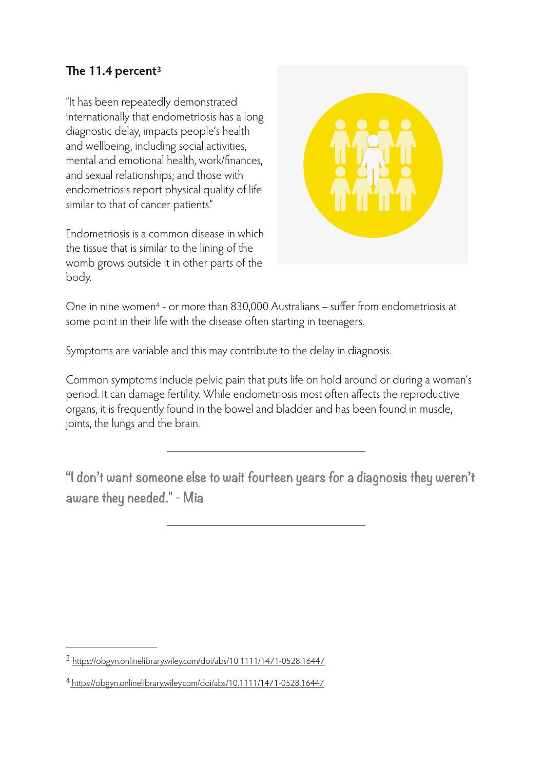## The 11.4 percent[3]

"It has been repeatedly demonstrated internationally that endometriosis has a long diagnostic delay, impacts people's health and wellbeing, including social activities, mental and emotional health, work/finances, and sexual relationships; and those with endometriosis report physical quality of life similar to that of cancer patients."

Endometriosis is a common disease in which the tissue that is similar to the lining of the womb grows outside it in other parts of the body.

One in nine women[4] - or more than 830,000 Australians – suffer from endometriosis at some point in their life with the disease often starting in teenagers.

Symptoms are variable and this may contribute to the delay in diagnosis.

Common symptoms include pelvic pain that puts life on hold around or during a woman's period. It can damage fertility. While endometriosis most often affects the reproductive organs, it is frequently found in the bowel and bladder and has been found in muscle, joints, the lungs and the brain.

---

**"I don't want someone else to wait fourteen years for a diagnosis they weren't aware they needed." - Mia**

---

[3] https://obgyn.onlinelibrary.wiley.com/doi/abs/10.1111/1471-0528.16447

[4] https://obgyn.onlinelibrary.wiley.com/doi/abs/10.1111/1471-0528.16447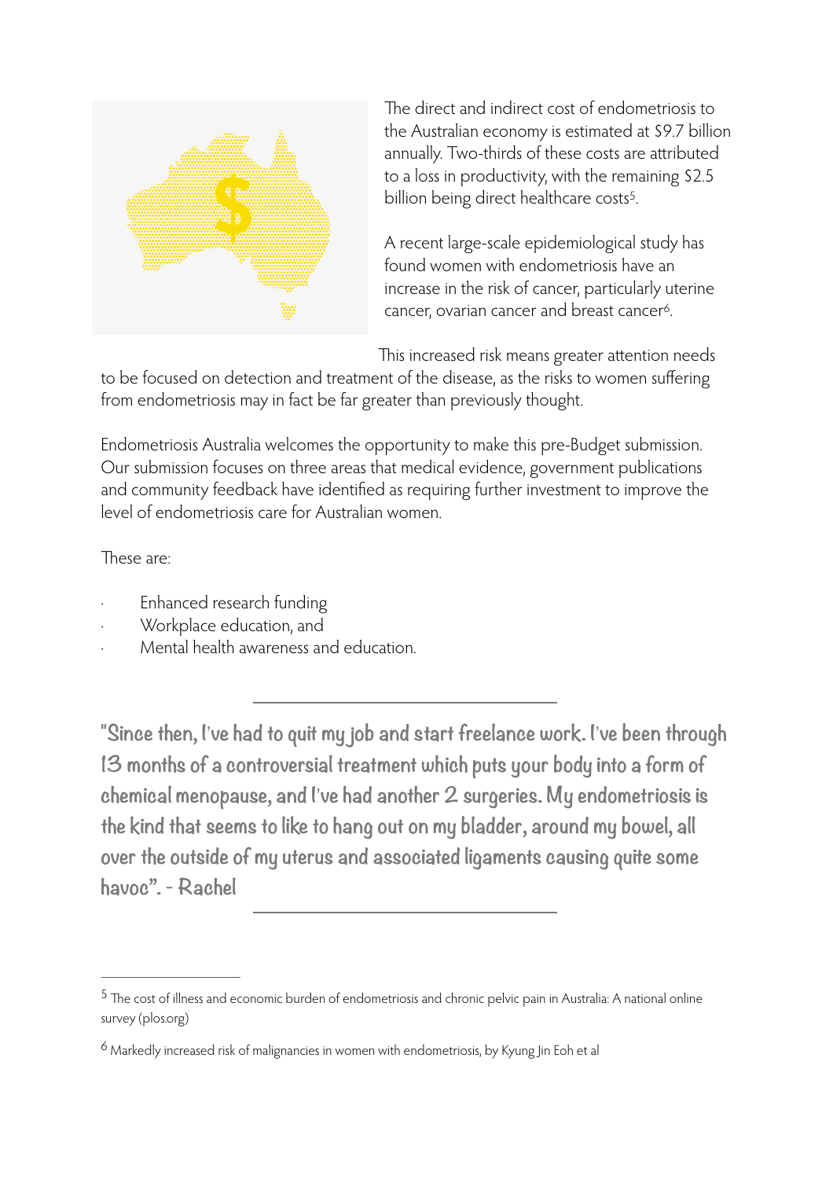The direct and indirect cost of endometriosis to the Australian economy is estimated at $9.7 billion annually. Two-thirds of these costs are attributed to a loss in productivity, with the remaining $2.5 billion being direct healthcare costs[5].

A recent large-scale epidemiological study has found women with endometriosis have an increase in the risk of cancer, particularly uterine cancer, ovarian cancer and breast cancer[6].

This increased risk means greater attention needs to be focused on detection and treatment of the disease, as the risks to women suffering from endometriosis may in fact be far greater than previously thought.

Endometriosis Australia welcomes the opportunity to make this pre-Budget submission. Our submission focuses on three areas that medical evidence, government publications and community feedback have identified as requiring further investment to improve the level of endometriosis care for Australian women.

These are:

- Enhanced research funding
- Workplace education, and
- Mental health awareness and education.

---

"Since then, I've had to quit my job and start freelance work. I've been through 13 months of a controversial treatment which puts your body into a form of chemical menopause, and I've had another 2 surgeries. My endometriosis is the kind that seems to like to hang out on my bladder, around my bowel, all over the outside of my uterus and associated ligaments causing quite some havoc". - Rachel

---

[5] The cost of illness and economic burden of endometriosis and chronic pelvic pain in Australia: A national online survey (plos.org)

[6] Markedly increased risk of malignancies in women with endometriosis, by Kyung Jin Eoh et al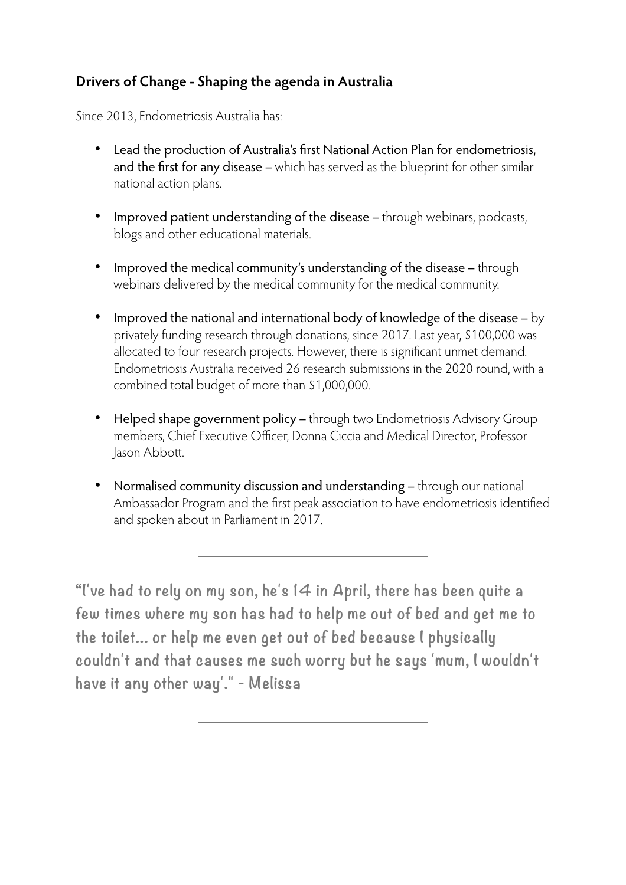## Drivers of Change - Shaping the agenda in Australia

Since 2013, Endometriosis Australia has:

- Lead the production of Australia's first National Action Plan for endometriosis, and the first for any disease – which has served as the blueprint for other similar national action plans.
- Improved patient understanding of the disease – through webinars, podcasts, blogs and other educational materials.
- Improved the medical community's understanding of the disease – through webinars delivered by the medical community for the medical community.
- Improved the national and international body of knowledge of the disease – by privately funding research through donations, since 2017. Last year, $100,000 was allocated to four research projects. However, there is significant unmet demand. Endometriosis Australia received 26 research submissions in the 2020 round, with a combined total budget of more than $1,000,000.
- Helped shape government policy – through two Endometriosis Advisory Group members, Chief Executive Officer, Donna Ciccia and Medical Director, Professor Jason Abbott.
- Normalised community discussion and understanding – through our national Ambassador Program and the first peak association to have endometriosis identified and spoken about in Parliament in 2017.

---

**"I've had to rely on my son, he's 14 in April, there has been quite a few times where my son has had to help me out of bed and get me to the toilet... or help me even get out of bed because I physically couldn't and that causes me such worry but he says 'mum, I wouldn't have it any other way'." - Melissa**

---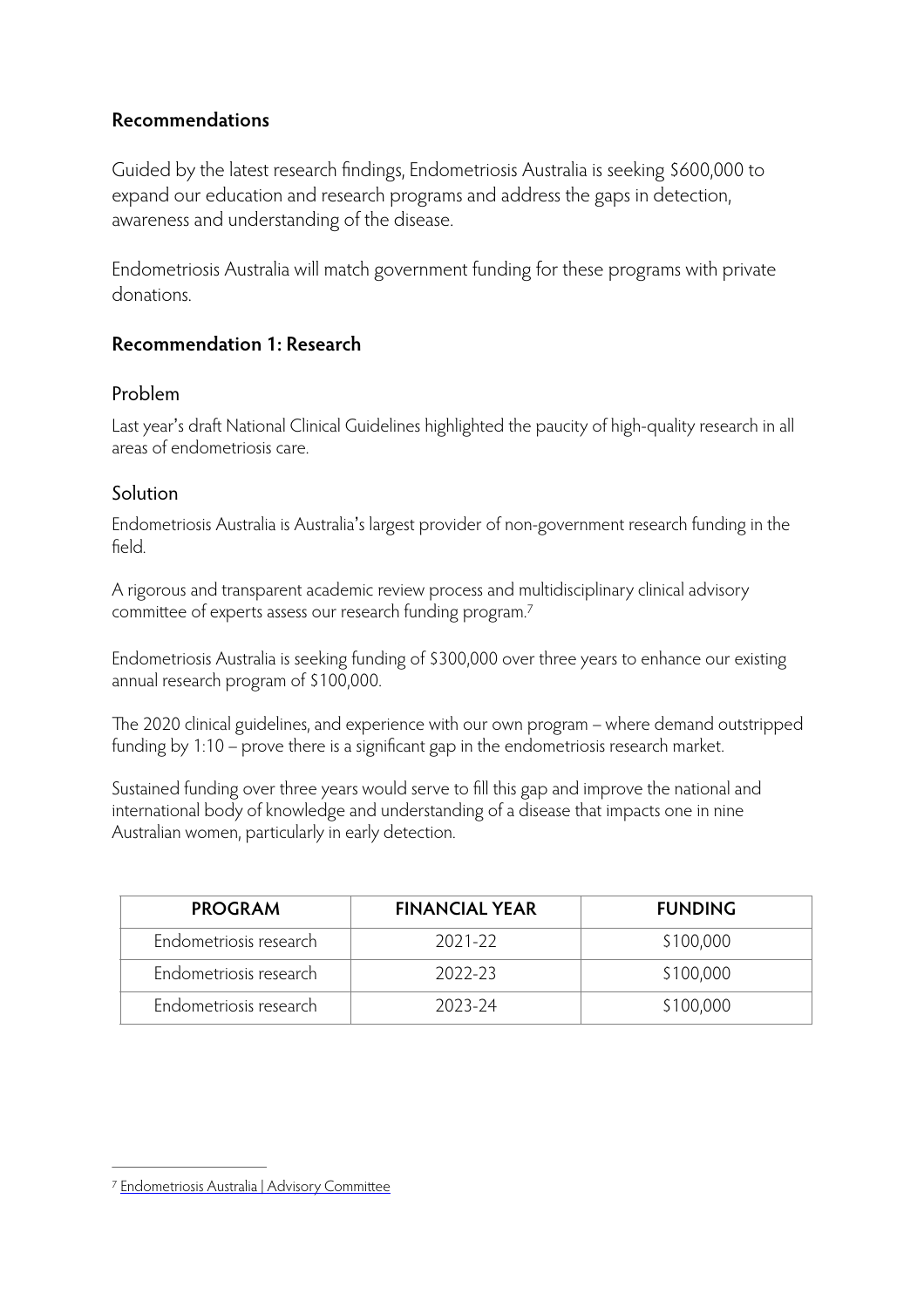## Recommendations

Guided by the latest research findings, Endometriosis Australia is seeking $600,000 to expand our education and research programs and address the gaps in detection, awareness and understanding of the disease.

Endometriosis Australia will match government funding for these programs with private donations.

## Recommendation 1: Research

### Problem

Last year's draft National Clinical Guidelines highlighted the paucity of high-quality research in all areas of endometriosis care.

### Solution

Endometriosis Australia is Australia's largest provider of non-government research funding in the field.

A rigorous and transparent academic review process and multidisciplinary clinical advisory committee of experts assess our research funding program.[7]

Endometriosis Australia is seeking funding of $300,000 over three years to enhance our existing annual research program of $100,000.

The 2020 clinical guidelines, and experience with our own program – where demand outstripped funding by 1:10 – prove there is a significant gap in the endometriosis research market.

Sustained funding over three years would serve to fill this gap and improve the national and international body of knowledge and understanding of a disease that impacts one in nine Australian women, particularly in early detection.

| PROGRAM | FINANCIAL YEAR | FUNDING |
|---|---|---|
| Endometriosis research | 2021-22 | $100,000 |
| Endometriosis research | 2022-23 | $100,000 |
| Endometriosis research | 2023-24 | $100,000 |

[7] Endometriosis Australia | Advisory Committee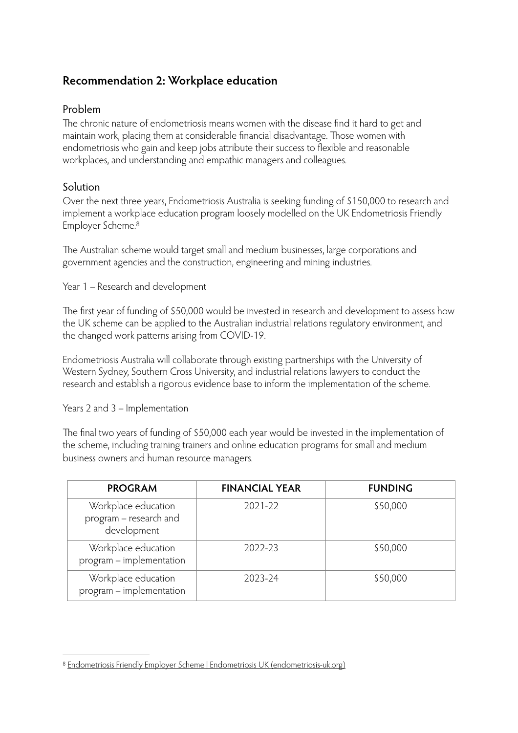## Recommendation 2: Workplace education

### Problem

The chronic nature of endometriosis means women with the disease find it hard to get and maintain work, placing them at considerable financial disadvantage. Those women with endometriosis who gain and keep jobs attribute their success to flexible and reasonable workplaces, and understanding and empathic managers and colleagues.

### Solution

Over the next three years, Endometriosis Australia is seeking funding of $150,000 to research and implement a workplace education program loosely modelled on the UK Endometriosis Friendly Employer Scheme.[8]

The Australian scheme would target small and medium businesses, large corporations and government agencies and the construction, engineering and mining industries.

Year 1 – Research and development

The first year of funding of $50,000 would be invested in research and development to assess how the UK scheme can be applied to the Australian industrial relations regulatory environment, and the changed work patterns arising from COVID-19.

Endometriosis Australia will collaborate through existing partnerships with the University of Western Sydney, Southern Cross University, and industrial relations lawyers to conduct the research and establish a rigorous evidence base to inform the implementation of the scheme.

Years 2 and 3 – Implementation

The final two years of funding of $50,000 each year would be invested in the implementation of the scheme, including training trainers and online education programs for small and medium business owners and human resource managers.

| PROGRAM | FINANCIAL YEAR | FUNDING |
|---|---|---|
| Workplace education program – research and development | 2021-22 | $50,000 |
| Workplace education program – implementation | 2022-23 | $50,000 |
| Workplace education program – implementation | 2023-24 | $50,000 |

[8] Endometriosis Friendly Employer Scheme | Endometriosis UK (endometriosis-uk.org)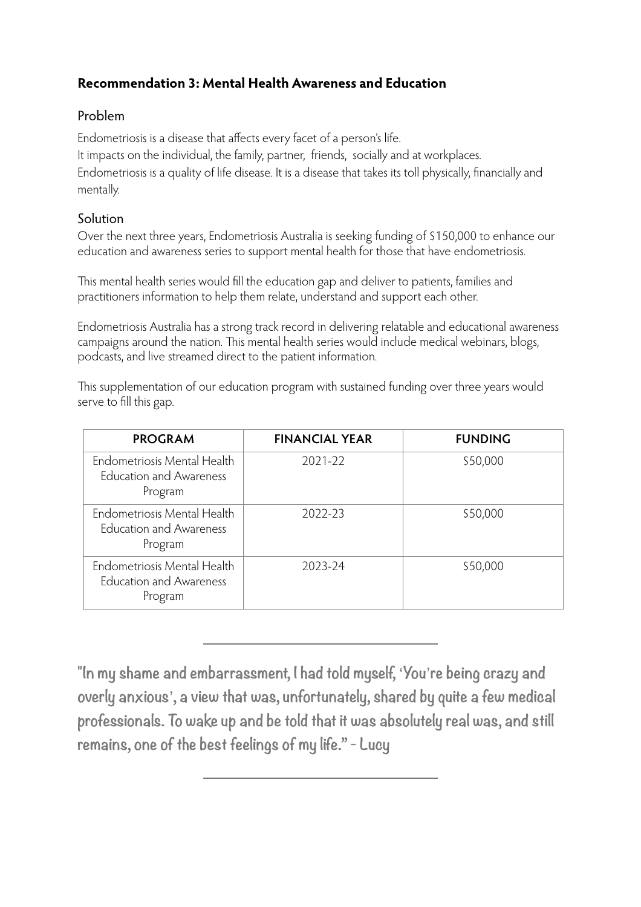## Recommendation 3: Mental Health Awareness and Education

### Problem

Endometriosis is a disease that affects every facet of a person's life.
It impacts on the individual, the family, partner, friends, socially and at workplaces.
Endometriosis is a quality of life disease. It is a disease that takes its toll physically, financially and mentally.

### Solution

Over the next three years, Endometriosis Australia is seeking funding of $150,000 to enhance our education and awareness series to support mental health for those that have endometriosis.

This mental health series would fill the education gap and deliver to patients, families and practitioners information to help them relate, understand and support each other.

Endometriosis Australia has a strong track record in delivering relatable and educational awareness campaigns around the nation. This mental health series would include medical webinars, blogs, podcasts, and live streamed direct to the patient information.

This supplementation of our education program with sustained funding over three years would serve to fill this gap.

| PROGRAM | FINANCIAL YEAR | FUNDING |
|---|---|---|
| Endometriosis Mental Health Education and Awareness Program | 2021-22 | $50,000 |
| Endometriosis Mental Health Education and Awareness Program | 2022-23 | $50,000 |
| Endometriosis Mental Health Education and Awareness Program | 2023-24 | $50,000 |

---

**"In my shame and embarrassment, I had told myself, 'You're being crazy and overly anxious', a view that was, unfortunately, shared by quite a few medical professionals. To wake up and be told that it was absolutely real was, and still remains, one of the best feelings of my life." - Lucy**

---